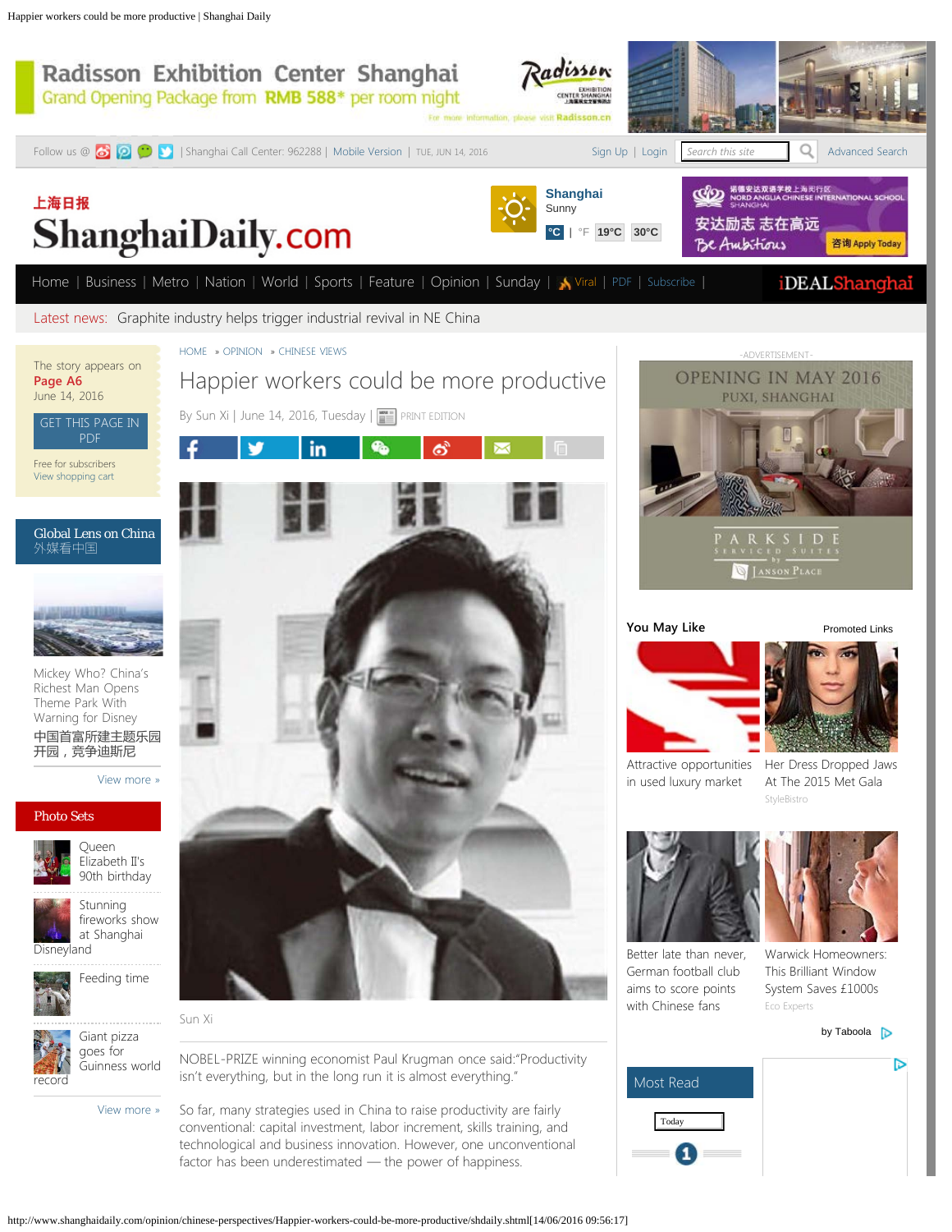HOME » OPINION » CHINESE VIEWS

# Happier workers could be more productive

By Sun Xi | June 14, 2016, Tuesday | PRINT EDITION

Sun Xi

NOBEL-PRIZE winning economist Paul Krugman once said:"Productivity isn't everything, but in the long run it is almost everything."

So far, many strategies used in China to raise productivity are fairly conventional: capital investment, labor increment, skills training, and technological and business innovation. However, one unconventional factor has been underestimated — the power of happiness.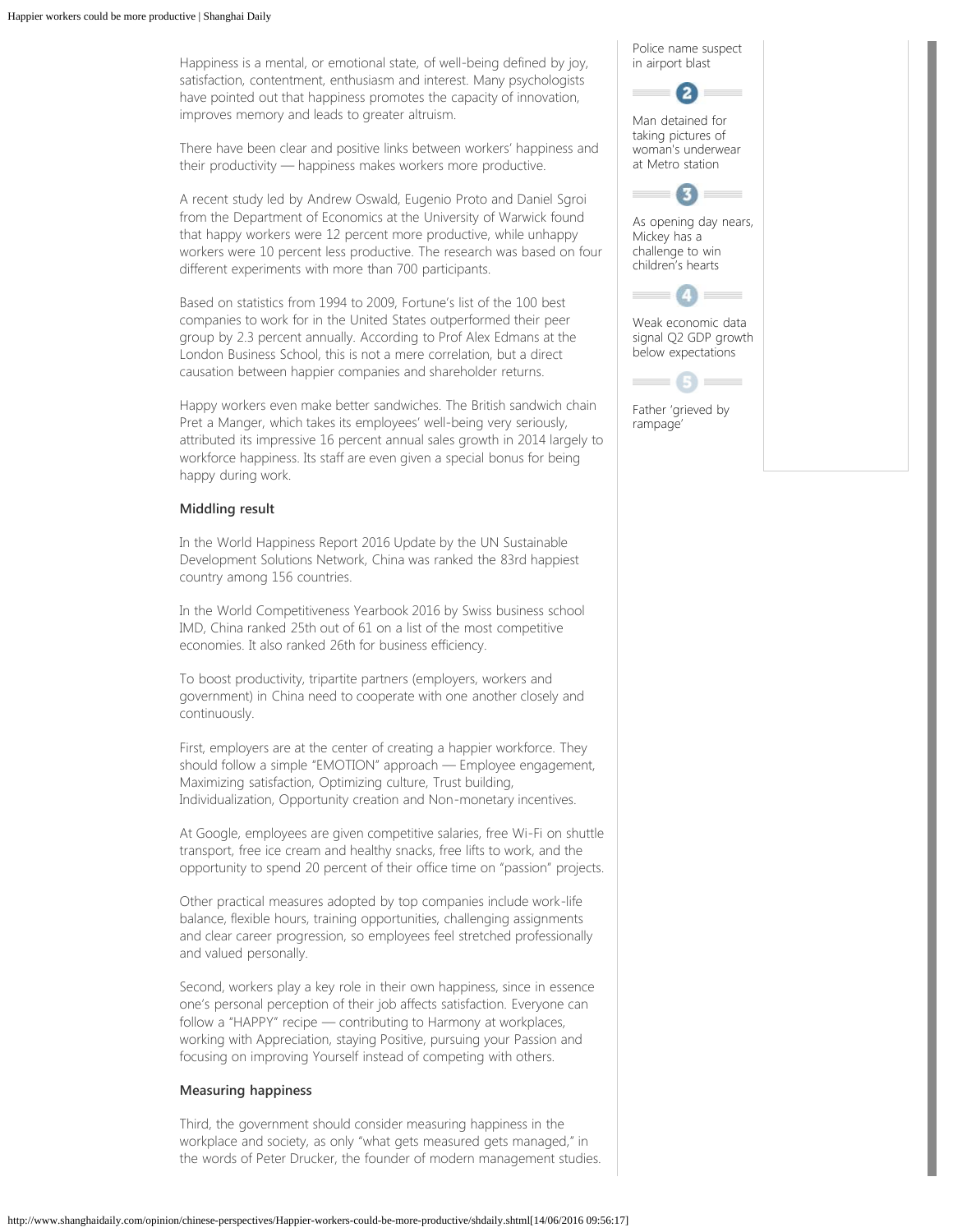Happiness is a mental, or emotional state, of well-being defined by joy, satisfaction, contentment, enthusiasm and interest. Many psychologists have pointed out that happiness promotes the capacity of innovation, improves memory and leads to greater altruism.

There have been clear and positive links between workers' happiness and their productivity — happiness makes workers more productive.

A recent study led by Andrew Oswald, Eugenio Proto and Daniel Sgroi from the Department of Economics at the University of Warwick found that happy workers were 12 percent more productive, while unhappy workers were 10 percent less productive. The research was based on four different experiments with more than 700 participants.

Based on statistics from 1994 to 2009, Fortune's list of the 100 best companies to work for in the United States outperformed their peer group by 2.3 percent annually. According to Prof Alex Edmans at the London Business School, this is not a mere correlation, but a direct causation between happier companies and shareholder returns.

Happy workers even make better sandwiches. The British sandwich chain Pret a Manger, which takes its employees' well-being very seriously, attributed its impressive 16 percent annual sales growth in 2014 largely to workforce happiness. Its staff are even given a special bonus for being happy during work.

**Middling result**

In the World Happiness Report 2016 Update by the UN Sustainable Development Solutions Network, China was ranked the 83rd happiest country among 156 countries.

In the World Competitiveness Yearbook 2016 by Swiss business school IMD, China ranked 25th out of 61 on a list of the most competitive economies. It also ranked 26th for business efficiency.

To boost productivity, tripartite partners (employers, workers and government) in China need to cooperate with one another closely and continuously.

First, employers are at the center of creating a happier workforce. They should follow a simple "EMOTION" approach — Employee engagement, Maximizing satisfaction, Optimizing culture, Trust building, Individualization, Opportunity creation and Non-monetary incentives.

At Google, employees are given competitive salaries, free Wi-Fi on shuttle transport, free ice cream and healthy snacks, free lifts to work, and the opportunity to spend 20 percent of their office time on "passion" projects.

Other practical measures adopted by top companies include work-life balance, flexible hours, training opportunities, challenging assignments and clear career progression, so employees feel stretched professionally and valued personally.

Second, workers play a key role in their own happiness, since in essence one's personal perception of their job affects satisfaction. Everyone can follow a "HAPPY" recipe — contributing to Harmony at workplaces, working with Appreciation, staying Positive, pursuing your Passion and focusing on improving Yourself instead of competing with others.

**Measuring happiness**

Third, the government should consider measuring happiness in the workplace and society, as only "what gets measured gets managed," in the words of Peter Drucker, the founder of modern management studies.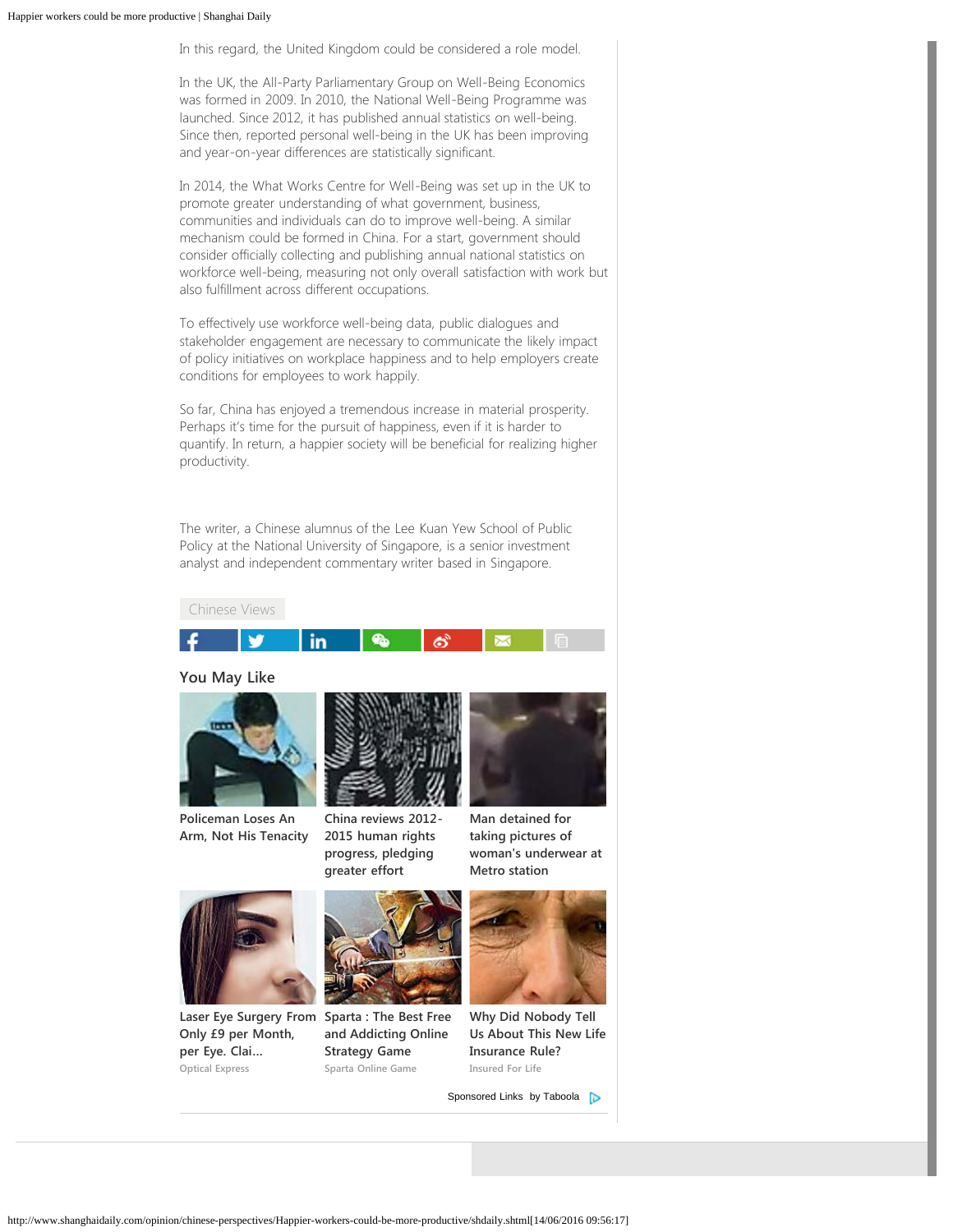In this regard, the United Kingdom could be considered a role model.

In the UK, the All-Party Parliamentary Group on Well-Being Economics was formed in 2009. In 2010, the National Well-Being Programme was launched. Since 2012, it has published annual statistics on well-being. Since then, reported personal well-being in the UK has been improving and year-on-year differences are statistically significant.

In 2014, the What Works Centre for Well-Being was set up in the UK to promote greater understanding of what government, business, communities and individuals can do to improve well-being. A similar mechanism could be formed in China. For a start, government should consider officially collecting and publishing annual national statistics on workforce well-being, measuring not only overall satisfaction with work but also fulfillment across different occupations.

To effectively use workforce well-being data, public dialogues and stakeholder engagement are necessary to communicate the likely impact of policy initiatives on workplace happiness and to help employers create conditions for employees to work happily.

So far, China has enjoyed a tremendous increase in material prosperity. Perhaps it's time for the pursuit of happiness, even if it is harder to quantify. In return, a happier society will be beneficial for realizing higher productivity.

The writer, a Chinese alumnus of the Lee Kuan Yew School of Public Policy at the National University of Singapore, is a senior investment analyst and independent commentary writer based in Singapore.

Chinese Views

## You May Like

Policeman Loses An Arm, Not His Tenacity

China reviews 2012-2015 human rights progress, pledging greater effort

Man detained for taking pictures of woman's underwear at Metro station

Laser Eye Surgery From Only £9 per Month, per Eye. Clai...
Optical Express

Sparta : The Best Free and Addicting Online Strategy Game
Sparta Online Game

Why Did Nobody Tell Us About This New Life Insurance Rule?
Insured For Life

Sponsored Links by Taboola